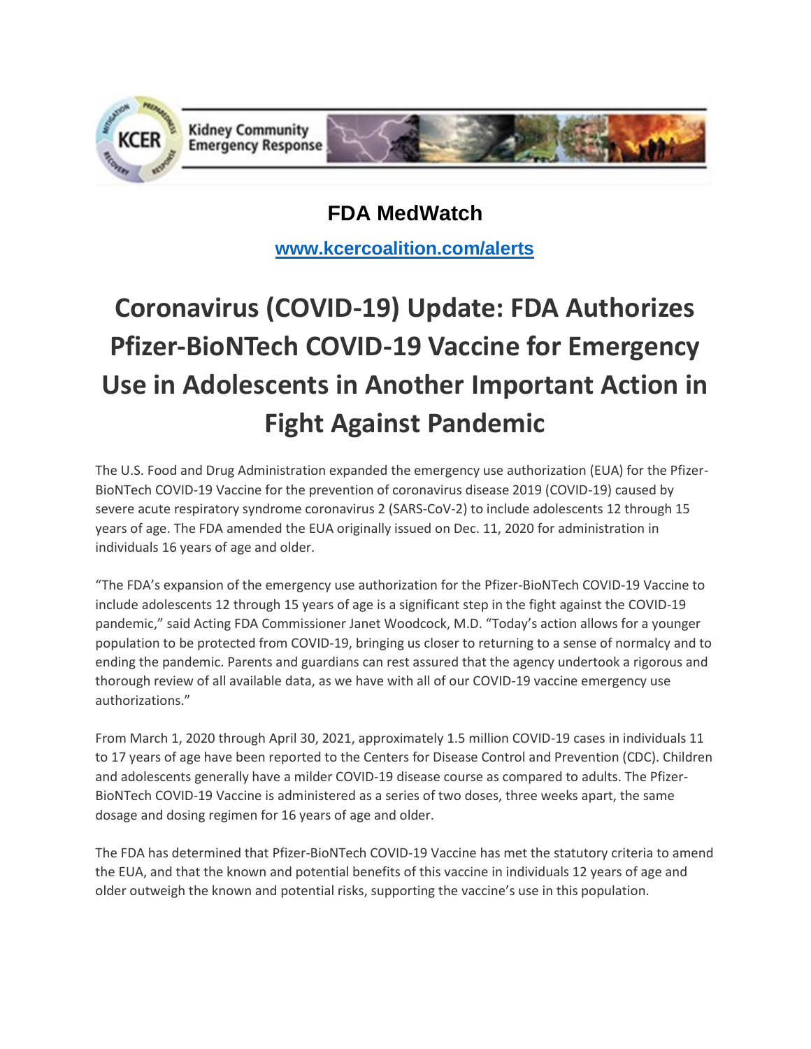Kidney Community Emergency Response

## FDA MedWatch

**www.kcercoalition.com/alerts**

# Coronavirus (COVID-19) Update: FDA Authorizes Pfizer-BioNTech COVID-19 Vaccine for Emergency Use in Adolescents in Another Important Action in Fight Against Pandemic

The U.S. Food and Drug Administration expanded the emergency use authorization (EUA) for the Pfizer-BioNTech COVID-19 Vaccine for the prevention of coronavirus disease 2019 (COVID-19) caused by severe acute respiratory syndrome coronavirus 2 (SARS-CoV-2) to include adolescents 12 through 15 years of age. The FDA amended the EUA originally issued on Dec. 11, 2020 for administration in individuals 16 years of age and older.

"The FDA's expansion of the emergency use authorization for the Pfizer-BioNTech COVID-19 Vaccine to include adolescents 12 through 15 years of age is a significant step in the fight against the COVID-19 pandemic," said Acting FDA Commissioner Janet Woodcock, M.D. "Today's action allows for a younger population to be protected from COVID-19, bringing us closer to returning to a sense of normalcy and to ending the pandemic. Parents and guardians can rest assured that the agency undertook a rigorous and thorough review of all available data, as we have with all of our COVID-19 vaccine emergency use authorizations."

From March 1, 2020 through April 30, 2021, approximately 1.5 million COVID-19 cases in individuals 11 to 17 years of age have been reported to the Centers for Disease Control and Prevention (CDC). Children and adolescents generally have a milder COVID-19 disease course as compared to adults. The Pfizer-BioNTech COVID-19 Vaccine is administered as a series of two doses, three weeks apart, the same dosage and dosing regimen for 16 years of age and older.

The FDA has determined that Pfizer-BioNTech COVID-19 Vaccine has met the statutory criteria to amend the EUA, and that the known and potential benefits of this vaccine in individuals 12 years of age and older outweigh the known and potential risks, supporting the vaccine's use in this population.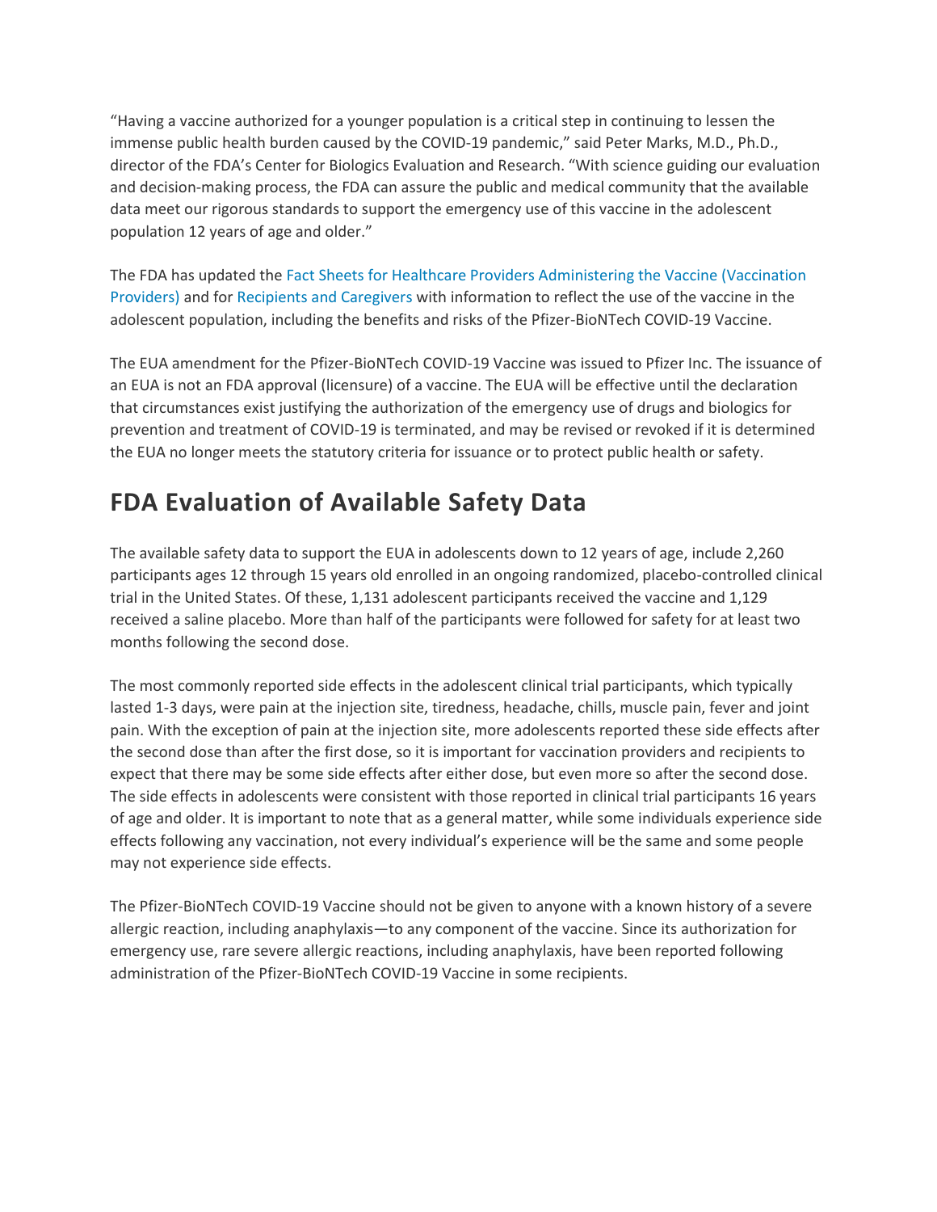"Having a vaccine authorized for a younger population is a critical step in continuing to lessen the immense public health burden caused by the COVID-19 pandemic," said Peter Marks, M.D., Ph.D., director of the FDA's Center for Biologics Evaluation and Research. "With science guiding our evaluation and decision-making process, the FDA can assure the public and medical community that the available data meet our rigorous standards to support the emergency use of this vaccine in the adolescent population 12 years of age and older."

The FDA has updated the Fact Sheets for Healthcare Providers Administering the Vaccine (Vaccination Providers) and for Recipients and Caregivers with information to reflect the use of the vaccine in the adolescent population, including the benefits and risks of the Pfizer-BioNTech COVID-19 Vaccine.

The EUA amendment for the Pfizer-BioNTech COVID-19 Vaccine was issued to Pfizer Inc. The issuance of an EUA is not an FDA approval (licensure) of a vaccine. The EUA will be effective until the declaration that circumstances exist justifying the authorization of the emergency use of drugs and biologics for prevention and treatment of COVID-19 is terminated, and may be revised or revoked if it is determined the EUA no longer meets the statutory criteria for issuance or to protect public health or safety.

## FDA Evaluation of Available Safety Data

The available safety data to support the EUA in adolescents down to 12 years of age, include 2,260 participants ages 12 through 15 years old enrolled in an ongoing randomized, placebo-controlled clinical trial in the United States. Of these, 1,131 adolescent participants received the vaccine and 1,129 received a saline placebo. More than half of the participants were followed for safety for at least two months following the second dose.

The most commonly reported side effects in the adolescent clinical trial participants, which typically lasted 1-3 days, were pain at the injection site, tiredness, headache, chills, muscle pain, fever and joint pain. With the exception of pain at the injection site, more adolescents reported these side effects after the second dose than after the first dose, so it is important for vaccination providers and recipients to expect that there may be some side effects after either dose, but even more so after the second dose. The side effects in adolescents were consistent with those reported in clinical trial participants 16 years of age and older. It is important to note that as a general matter, while some individuals experience side effects following any vaccination, not every individual's experience will be the same and some people may not experience side effects.

The Pfizer-BioNTech COVID-19 Vaccine should not be given to anyone with a known history of a severe allergic reaction, including anaphylaxis—to any component of the vaccine. Since its authorization for emergency use, rare severe allergic reactions, including anaphylaxis, have been reported following administration of the Pfizer-BioNTech COVID-19 Vaccine in some recipients.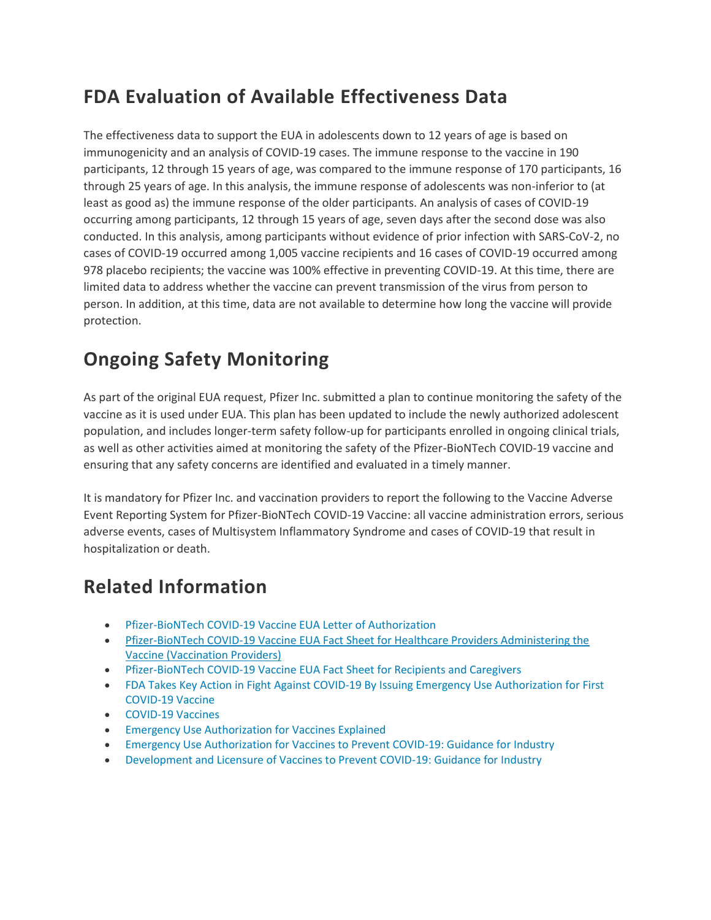## FDA Evaluation of Available Effectiveness Data

The effectiveness data to support the EUA in adolescents down to 12 years of age is based on immunogenicity and an analysis of COVID-19 cases. The immune response to the vaccine in 190 participants, 12 through 15 years of age, was compared to the immune response of 170 participants, 16 through 25 years of age. In this analysis, the immune response of adolescents was non-inferior to (at least as good as) the immune response of the older participants. An analysis of cases of COVID-19 occurring among participants, 12 through 15 years of age, seven days after the second dose was also conducted. In this analysis, among participants without evidence of prior infection with SARS-CoV-2, no cases of COVID-19 occurred among 1,005 vaccine recipients and 16 cases of COVID-19 occurred among 978 placebo recipients; the vaccine was 100% effective in preventing COVID-19. At this time, there are limited data to address whether the vaccine can prevent transmission of the virus from person to person. In addition, at this time, data are not available to determine how long the vaccine will provide protection.

## Ongoing Safety Monitoring

As part of the original EUA request, Pfizer Inc. submitted a plan to continue monitoring the safety of the vaccine as it is used under EUA. This plan has been updated to include the newly authorized adolescent population, and includes longer-term safety follow-up for participants enrolled in ongoing clinical trials, as well as other activities aimed at monitoring the safety of the Pfizer-BioNTech COVID-19 vaccine and ensuring that any safety concerns are identified and evaluated in a timely manner.

It is mandatory for Pfizer Inc. and vaccination providers to report the following to the Vaccine Adverse Event Reporting System for Pfizer-BioNTech COVID-19 Vaccine: all vaccine administration errors, serious adverse events, cases of Multisystem Inflammatory Syndrome and cases of COVID-19 that result in hospitalization or death.

## Related Information

- Pfizer-BioNTech COVID-19 Vaccine EUA Letter of Authorization
- Pfizer-BioNTech COVID-19 Vaccine EUA Fact Sheet for Healthcare Providers Administering the Vaccine (Vaccination Providers)
- Pfizer-BioNTech COVID-19 Vaccine EUA Fact Sheet for Recipients and Caregivers
- FDA Takes Key Action in Fight Against COVID-19 By Issuing Emergency Use Authorization for First COVID-19 Vaccine
- COVID-19 Vaccines
- Emergency Use Authorization for Vaccines Explained
- Emergency Use Authorization for Vaccines to Prevent COVID-19: Guidance for Industry
- Development and Licensure of Vaccines to Prevent COVID-19: Guidance for Industry